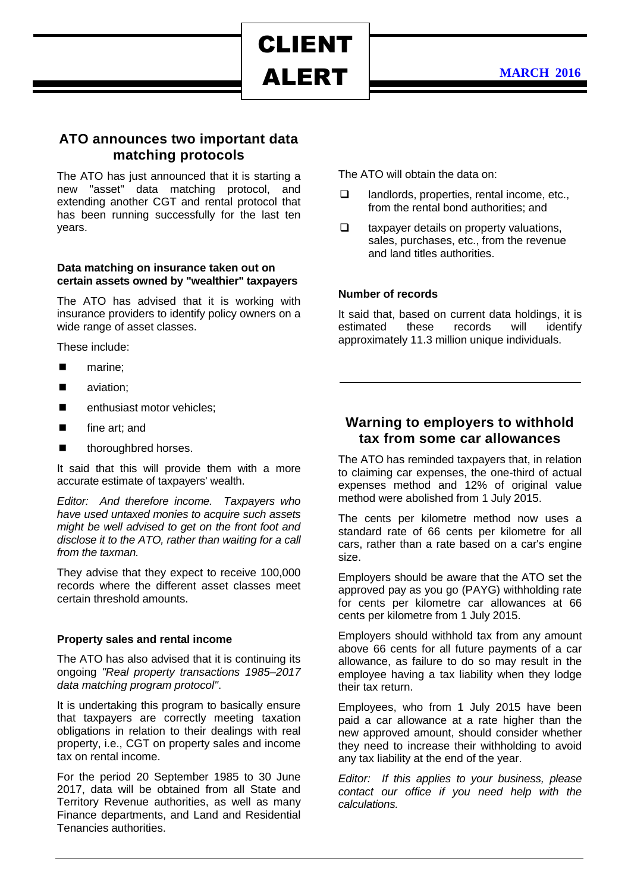# CLIENT ALERT

**MARCH 2016**

## ATO announces two important data matching protocols

The ATO has just announced that it is starting a new "asset" data matching protocol, and extending another CGT and rental protocol that has been running successfully for the last ten years.

### Data matching on insurance taken out on certain assets owned by "wealthier" taxpayers

The ATO has advised that it is working with insurance providers to identify policy owners on a wide range of asset classes.

These include:

- marine;
- aviation;
- enthusiast motor vehicles;
- fine art; and
- thoroughbred horses.

It said that this will provide them with a more accurate estimate of taxpayers' wealth.

*Editor: And therefore income. Taxpayers who have used untaxed monies to acquire such assets might be well advised to get on the front foot and disclose it to the ATO, rather than waiting for a call from the taxman.*

They advise that they expect to receive 100,000 records where the different asset classes meet certain threshold amounts.

### Property sales and rental income

The ATO has also advised that it is continuing its ongoing *"Real property transactions 1985–2017 data matching program protocol"*.

It is undertaking this program to basically ensure that taxpayers are correctly meeting taxation obligations in relation to their dealings with real property, i.e., CGT on property sales and income tax on rental income.

For the period 20 September 1985 to 30 June 2017, data will be obtained from all State and Territory Revenue authorities, as well as many Finance departments, and Land and Residential Tenancies authorities.

The ATO will obtain the data on:

- landlords, properties, rental income, etc., from the rental bond authorities; and
- taxpayer details on property valuations, sales, purchases, etc., from the revenue and land titles authorities.

### Number of records

It said that, based on current data holdings, it is estimated these records will identify approximately 11.3 million unique individuals.

---

## Warning to employers to withhold tax from some car allowances

The ATO has reminded taxpayers that, in relation to claiming car expenses, the one-third of actual expenses method and 12% of original value method were abolished from 1 July 2015.

The cents per kilometre method now uses a standard rate of 66 cents per kilometre for all cars, rather than a rate based on a car's engine size.

Employers should be aware that the ATO set the approved pay as you go (PAYG) withholding rate for cents per kilometre car allowances at 66 cents per kilometre from 1 July 2015.

Employers should withhold tax from any amount above 66 cents for all future payments of a car allowance, as failure to do so may result in the employee having a tax liability when they lodge their tax return.

Employees, who from 1 July 2015 have been paid a car allowance at a rate higher than the new approved amount, should consider whether they need to increase their withholding to avoid any tax liability at the end of the year.

*Editor: If this applies to your business, please contact our office if you need help with the calculations.*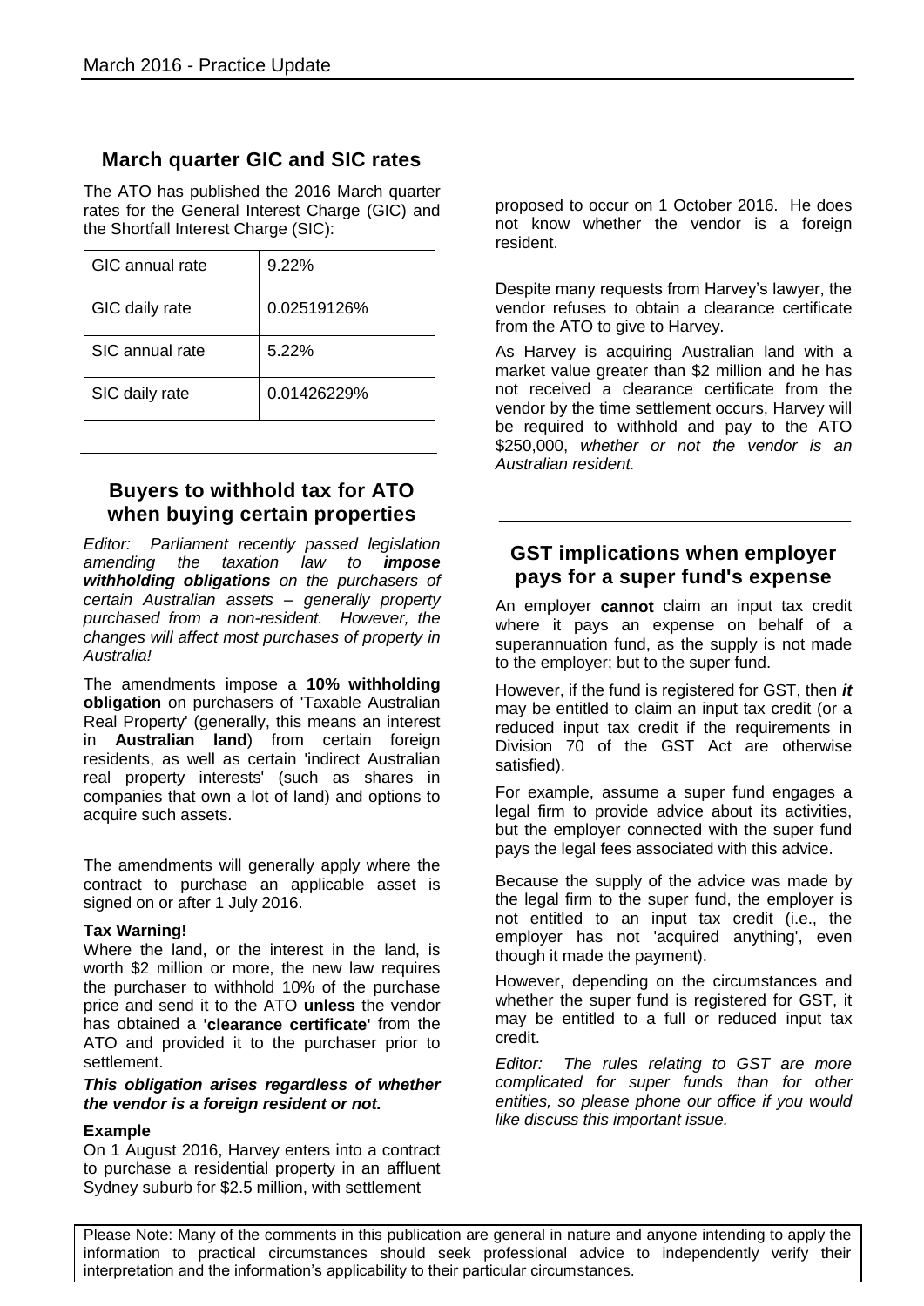## March quarter GIC and SIC rates

The ATO has published the 2016 March quarter rates for the General Interest Charge (GIC) and the Shortfall Interest Charge (SIC):

| | |
|---|---|
| GIC annual rate | 9.22% |
| GIC daily rate | 0.02519126% |
| SIC annual rate | 5.22% |
| SIC daily rate | 0.01426229% |

## Buyers to withhold tax for ATO when buying certain properties

*Editor: Parliament recently passed legislation amending the taxation law to **impose withholding obligations** on the purchasers of certain Australian assets – generally property purchased from a non-resident. However, the changes will affect most purchases of property in Australia!*

The amendments impose a **10% withholding obligation** on purchasers of 'Taxable Australian Real Property' (generally, this means an interest in **Australian land**) from certain foreign residents, as well as certain 'indirect Australian real property interests' (such as shares in companies that own a lot of land) and options to acquire such assets.

The amendments will generally apply where the contract to purchase an applicable asset is signed on or after 1 July 2016.

**Tax Warning!**
Where the land, or the interest in the land, is worth $2 million or more, the new law requires the purchaser to withhold 10% of the purchase price and send it to the ATO **unless** the vendor has obtained a **'clearance certificate'** from the ATO and provided it to the purchaser prior to settlement.

***This obligation arises regardless of whether the vendor is a foreign resident or not.***

**Example**
On 1 August 2016, Harvey enters into a contract to purchase a residential property in an affluent Sydney suburb for $2.5 million, with settlement proposed to occur on 1 October 2016. He does not know whether the vendor is a foreign resident.

Despite many requests from Harvey's lawyer, the vendor refuses to obtain a clearance certificate from the ATO to give to Harvey.

As Harvey is acquiring Australian land with a market value greater than $2 million and he has not received a clearance certificate from the vendor by the time settlement occurs, Harvey will be required to withhold and pay to the ATO $250,000, *whether or not the vendor is an Australian resident.*

## GST implications when employer pays for a super fund's expense

An employer **cannot** claim an input tax credit where it pays an expense on behalf of a superannuation fund, as the supply is not made to the employer; but to the super fund.

However, if the fund is registered for GST, then ***it*** may be entitled to claim an input tax credit (or a reduced input tax credit if the requirements in Division 70 of the GST Act are otherwise satisfied).

For example, assume a super fund engages a legal firm to provide advice about its activities, but the employer connected with the super fund pays the legal fees associated with this advice.

Because the supply of the advice was made by the legal firm to the super fund, the employer is not entitled to an input tax credit (i.e., the employer has not 'acquired anything', even though it made the payment).

However, depending on the circumstances and whether the super fund is registered for GST, it may be entitled to a full or reduced input tax credit.

*Editor: The rules relating to GST are more complicated for super funds than for other entities, so please phone our office if you would like discuss this important issue.*

Please Note: Many of the comments in this publication are general in nature and anyone intending to apply the information to practical circumstances should seek professional advice to independently verify their interpretation and the information's applicability to their particular circumstances.